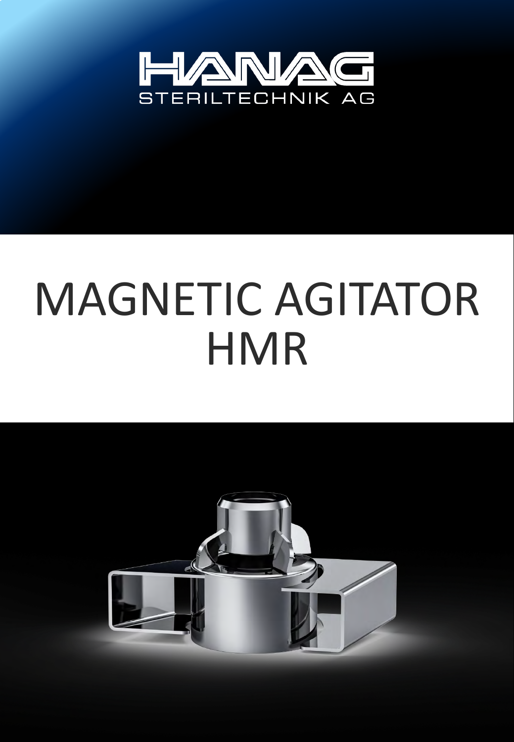HANAG

STERILTECHNIK AG

# MAGNETIC AGITATOR HMR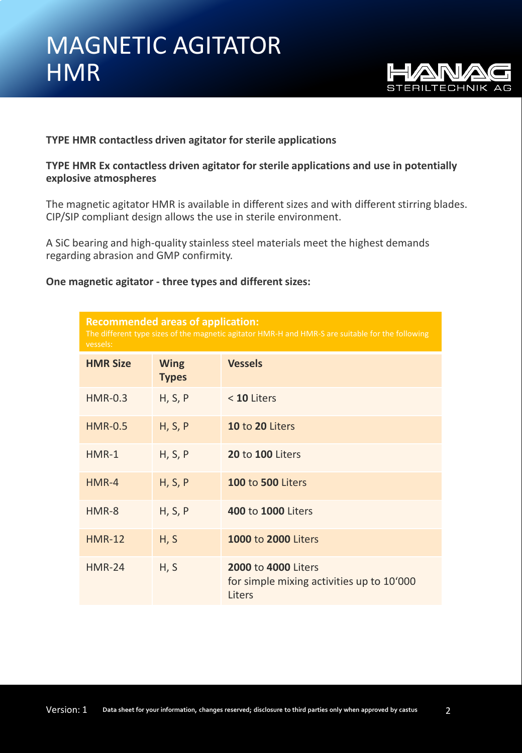# MAGNETIC AGITATOR HMR

HANAG STERILTECHNIK AG

**TYPE HMR contactless driven agitator for sterile applications**

**TYPE HMR Ex contactless driven agitator for sterile applications and use in potentially explosive atmospheres**

The magnetic agitator HMR is available in different sizes and with different stirring blades. CIP/SIP compliant design allows the use in sterile environment.

A SiC bearing and high-quality stainless steel materials meet the highest demands regarding abrasion and GMP confirmity.

**One magnetic agitator - three types and different sizes:**

**Recommended areas of application:**
The different type sizes of the magnetic agitator HMR-H and HMR-S are suitable for the following vessels:

| HMR Size | Wing Types | Vessels |
|---|---|---|
| HMR-0.3 | H, S, P | < **10** Liters |
| HMR-0.5 | H, S, P | **10** to **20** Liters |
| HMR-1 | H, S, P | **20** to **100** Liters |
| HMR-4 | H, S, P | **100** to **500** Liters |
| HMR-8 | H, S, P | **400** to **1000** Liters |
| HMR-12 | H, S | **1000** to **2000** Liters |
| HMR-24 | H, S | **2000** to **4000** Liters<br>for simple mixing activities up to 10‘000 Liters |

Version: 1 Data sheet for your information, changes reserved; disclosure to third parties only when approved by castus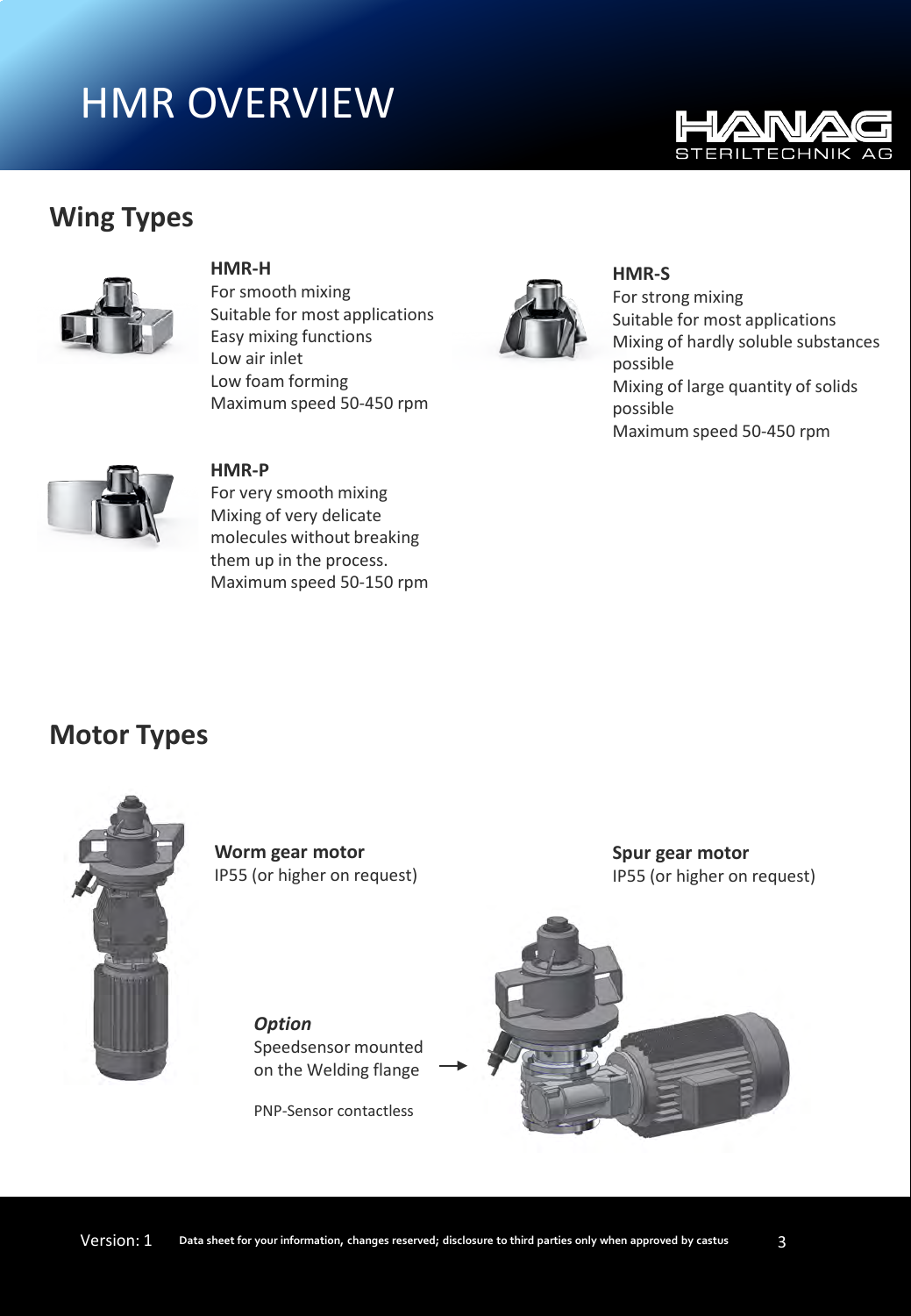# HMR OVERVIEW

## Wing Types

**HMR-H**
For smooth mixing
Suitable for most applications
Easy mixing functions
Low air inlet
Low foam forming
Maximum speed 50-450 rpm

**HMR-S**
For strong mixing
Suitable for most applications
Mixing of hardly soluble substances possible
Mixing of large quantity of solids possible
Maximum speed 50-450 rpm

**HMR-P**
For very smooth mixing
Mixing of very delicate molecules without breaking them up in the process.
Maximum speed 50-150 rpm

## Motor Types

**Worm gear motor**
IP55 (or higher on request)

**Spur gear motor**
IP55 (or higher on request)

***Option***
Speedsensor mounted on the Welding flange →

PNP-Sensor contactless

Version: 1 Data sheet for your information, changes reserved; disclosure to third parties only when approved by castus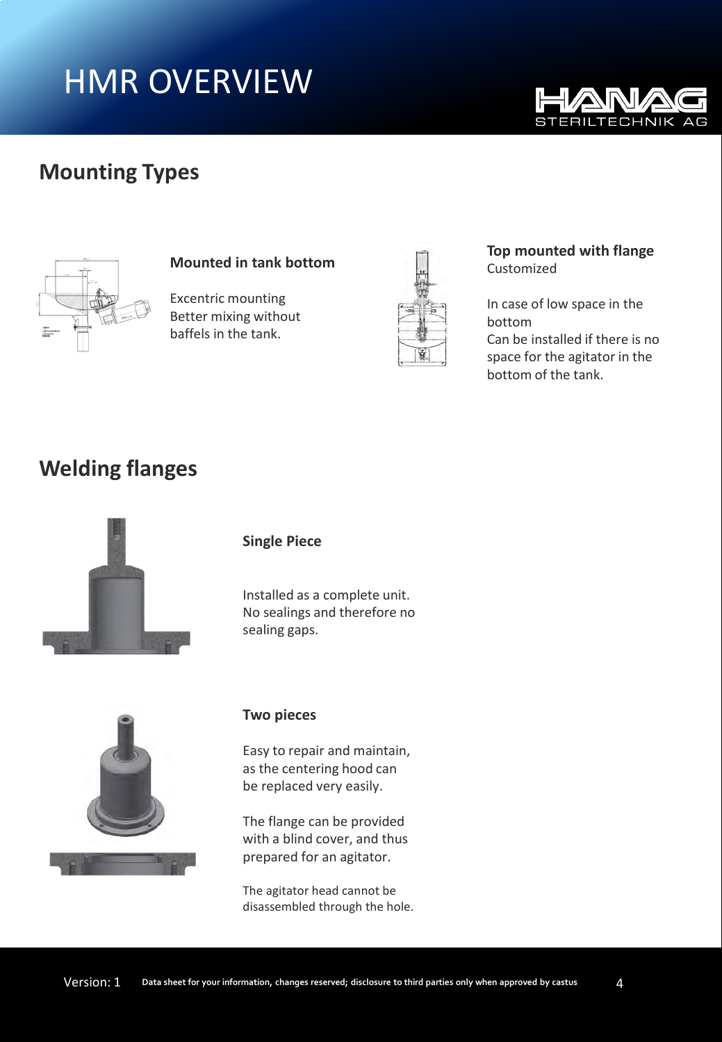# HMR OVERVIEW

## Mounting Types

### Mounted in tank bottom

Excentric mounting
Better mixing without baffels in the tank.

### Top mounted with flange

Customized

In case of low space in the bottom
Can be installed if there is no space for the agitator in the bottom of the tank.

## Welding flanges

### Single Piece

Installed as a complete unit.
No sealings and therefore no sealing gaps.

### Two pieces

Easy to repair and maintain, as the centering hood can be replaced very easily.

The flange can be provided with a blind cover, and thus prepared for an agitator.

The agitator head cannot be disassembled through the hole.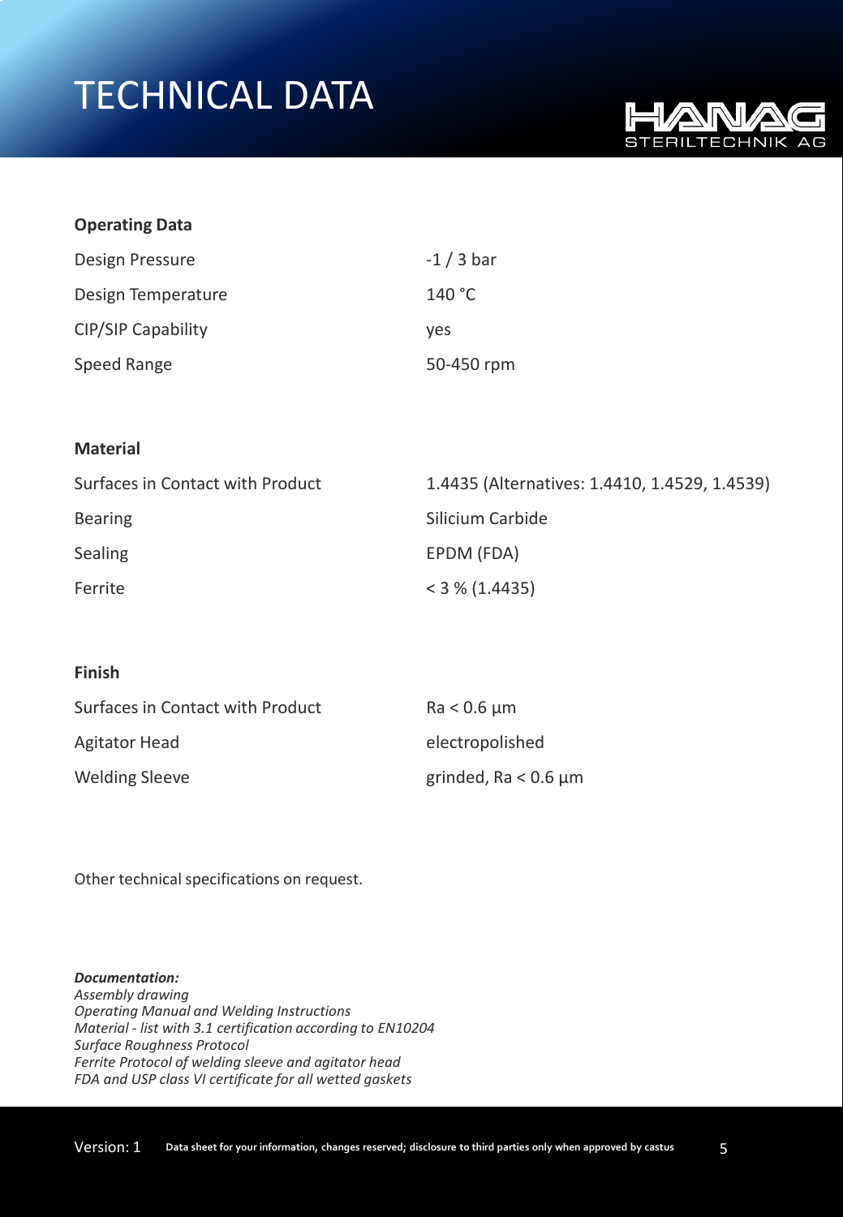# TECHNICAL DATA

HANAG STERILTECHNIK AG

**Operating Data**

| | |
|---|---|
| Design Pressure | -1 / 3 bar |
| Design Temperature | 140 °C |
| CIP/SIP Capability | yes |
| Speed Range | 50-450 rpm |

**Material**

| | |
|---|---|
| Surfaces in Contact with Product | 1.4435 (Alternatives: 1.4410, 1.4529, 1.4539) |
| Bearing | Silicium Carbide |
| Sealing | EPDM (FDA) |
| Ferrite | < 3 % (1.4435) |

**Finish**

| | |
|---|---|
| Surfaces in Contact with Product | Ra < 0.6 µm |
| Agitator Head | electropolished |
| Welding Sleeve | grinded, Ra < 0.6 µm |

Other technical specifications on request.

***Documentation:***
*Assembly drawing*
*Operating Manual and Welding Instructions*
*Material - list with 3.1 certification according to EN10204*
*Surface Roughness Protocol*
*Ferrite Protocol of welding sleeve and agitator head*
*FDA and USP class VI certificate for all wetted gaskets*

Version: 1 **Data sheet for your information, changes reserved; disclosure to third parties only when approved by castus**